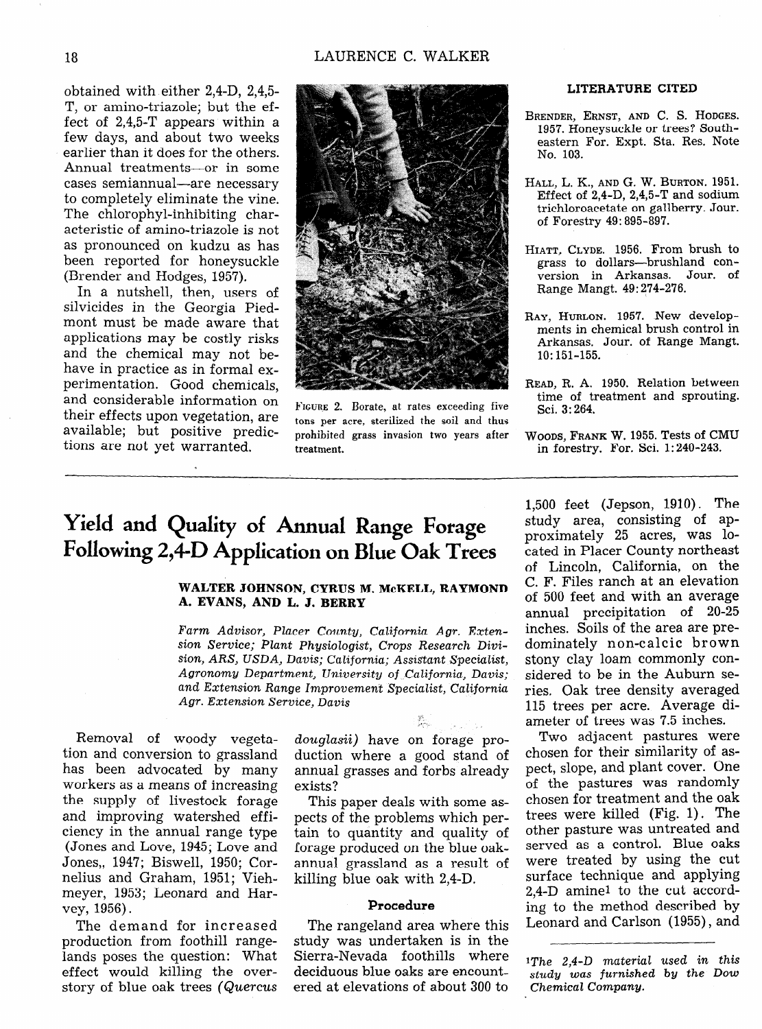obtained with either 2,4-D, 2,4,5-T, or amino-triazole; but the effect of 2,4,5-T appears within a few days, and about two weeks earlier than it does for the others. Annual treatments—or in some cases semiannual—are necessary to completely eliminate the vine. The chlorophyl-inhibiting characteristic of amino-triazole is not as pronounced on kudzu as has been reported for honeysuckle (Brender and Hodges, 1957).

In a nutshell, then, users of silvicides in the Georgia Piedmont must be made aware that applications may be costly risks and the chemical may not behave in practice as in formal experimentation. Good chemicals, and considerable information on their effects upon vegetation, are available; but positive predictions are not yet warranted.

FIGURE 2. Borate, at rates exceeding five tons per acre, sterilized the soil and thus prohibited grass invasion two years after treatment.

#### LITERATURE CITED

BRENDER, ERNST, AND C. S. HODGES. 1957. Honeysuckle or trees? Southeastern For. Expt. Sta. Res. Note No. 103.

HALL, L. K., AND G. W. BURTON. 1951. Effect of 2,4-D, 2,4,5-T and sodium trichloroacetate on gallberry. Jour. of Forestry 49:895-897.

HIATT, CLYDE. 1956. From brush to grass to dollars—brushland conversion in Arkansas. Jour. of Range Mangt. 49:274-276.

RAY, HURLON. 1957. New developments in chemical brush control in Arkansas. Jour. of Range Mangt. 10:151-155.

READ, R. A. 1950. Relation between time of treatment and sprouting. Sci. 3:264.

WOODS, FRANK W. 1955. Tests of CMU in forestry. For. Sci. 1:240-243.

---

# Yield and Quality of Annual Range Forage Following 2,4-D Application on Blue Oak Trees

**WALTER JOHNSON, CYRUS M. McKELL, RAYMOND A. EVANS, AND L. J. BERRY**

*Farm Advisor, Placer County, California Agr. Extension Service; Plant Physiologist, Crops Research Division, ARS, USDA, Davis; California; Assistant Specialist, Agronomy Department, University of California, Davis; and Extension Range Improvement Specialist, California Agr. Extension Service, Davis*

Removal of woody vegetation and conversion to grassland has been advocated by many workers as a means of increasing the supply of livestock forage and improving watershed efficiency in the annual range type (Jones and Love, 1945; Love and Jones,, 1947; Biswell, 1950; Cornelius and Graham, 1951; Viehmeyer, 1953; Leonard and Harvey, 1956).

The demand for increased production from foothill rangelands poses the question: What effect would killing the overstory of blue oak trees (*Quercus douglasii*) have on forage production where a good stand of annual grasses and forbs already exists?

This paper deals with some aspects of the problems which pertain to quantity and quality of forage produced on the blue oak-annual grassland as a result of killing blue oak with 2,4-D.

## Procedure

The rangeland area where this study was undertaken is in the Sierra-Nevada foothills where deciduous blue oaks are encountered at elevations of about 300 to 1,500 feet (Jepson, 1910). The study area, consisting of approximately 25 acres, was located in Placer County northeast of Lincoln, California, on the C. F. Files ranch at an elevation of 500 feet and with an average annual precipitation of 20-25 inches. Soils of the area are predominately non-calcic brown stony clay loam commonly considered to be in the Auburn series. Oak tree density averaged 115 trees per acre. Average diameter of trees was 7.5 inches.

Two adjacent pastures were chosen for their similarity of aspect, slope, and plant cover. One of the pastures was randomly chosen for treatment and the oak trees were killed (Fig. 1). The other pasture was untreated and served as a control. Blue oaks were treated by using the cut surface technique and applying 2,4-D amine[1] to the cut according to the method described by Leonard and Carlson (1955), and

[1] *The 2,4-D material used in this study was furnished by the Dow Chemical Company.*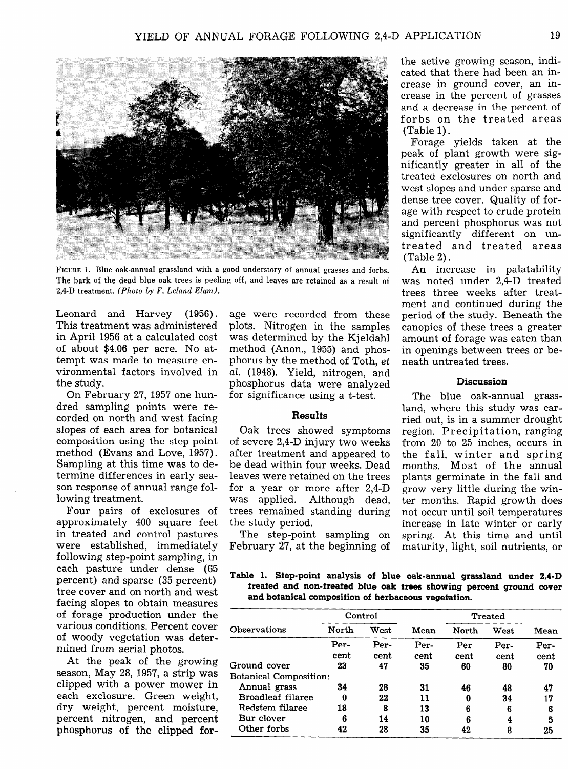FIGURE 1. Blue oak-annual grassland with a good understory of annual grasses and forbs. The bark of the dead blue oak trees is peeling off, and leaves are retained as a result of 2,4-D treatment. *(Photo by F. Leland Elam).*

Leonard and Harvey (1956). This treatment was administered in April 1956 at a calculated cost of about $4.06 per acre. No attempt was made to measure environmental factors involved in the study.

On February 27, 1957 one hundred sampling points were recorded on north and west facing slopes of each area for botanical composition using the step-point method (Evans and Love, 1957). Sampling at this time was to determine differences in early season response of annual range following treatment.

Four pairs of exclosures of approximately 400 square feet in treated and control pastures were established, immediately following step-point sampling, in each pasture under dense (65 percent) and sparse (35 percent) tree cover and on north and west facing slopes to obtain measures of forage production under the various conditions. Percent cover of woody vegetation was determined from aerial photos.

At the peak of the growing season, May 28, 1957, a strip was clipped with a power mower in each exclosure. Green weight, dry weight, percent moisture, percent nitrogen, and percent phosphorus of the clipped forage were recorded from these plots. Nitrogen in the samples was determined by the Kjeldahl method (Anon., 1955) and phosphorus by the method of Toth, *et al.* (1948). Yield, nitrogen, and phosphorus data were analyzed for significance using a t-test.

## Results

Oak trees showed symptoms of severe 2,4-D injury two weeks after treatment and appeared to be dead within four weeks. Dead leaves were retained on the trees for a year or more after 2,4-D was applied. Although dead, trees remained standing during the study period.

The step-point sampling on February 27, at the beginning of the active growing season, indicated that there had been an increase in ground cover, an increase in the percent of grasses and a decrease in the percent of forbs on the treated areas (Table 1).

Forage yields taken at the peak of plant growth were significantly greater in all of the treated exclosures on north and west slopes and under sparse and dense tree cover. Quality of forage with respect to crude protein and percent phosphorus was not significantly different on untreated and treated areas (Table 2).

An increase in palatability was noted under 2,4-D treated trees three weeks after treatment and continued during the period of the study. Beneath the canopies of these trees a greater amount of forage was eaten than in openings between trees or beneath untreated trees.

## Discussion

The blue oak-annual grassland, where this study was carried out, is in a summer drought region. Precipitation, ranging from 20 to 25 inches, occurs in the fall, winter and spring months. Most of the annual plants germinate in the fall and grow very little during the winter months. Rapid growth does not occur until soil temperatures increase in late winter or early spring. At this time and until maturity, light, soil nutrients, or

**Table 1. Step-point analysis of blue oak-annual grassland under 2,4-D treated and non-treated blue oak trees showing percent ground cover and botanical composition of herbaceous vegetation.**

| Observations | Control | | | Treated | | |
|---|---|---|---|---|---|---|
| | North | West | Mean | North | West | Mean |
| | Percent | Percent | Percent | Per cent | Percent | Percent |
| Ground cover | 23 | 47 | 35 | 60 | 80 | 70 |
| Botanical Composition: | | | | | | |
| Annual grass | 34 | 28 | 31 | 46 | 48 | 47 |
| Broadleaf filaree | 0 | 22 | 11 | 0 | 34 | 17 |
| Redstem filaree | 18 | 8 | 13 | 6 | 6 | 6 |
| Bur clover | 6 | 14 | 10 | 6 | 4 | 5 |
| Other forbs | 42 | 28 | 35 | 42 | 8 | 25 |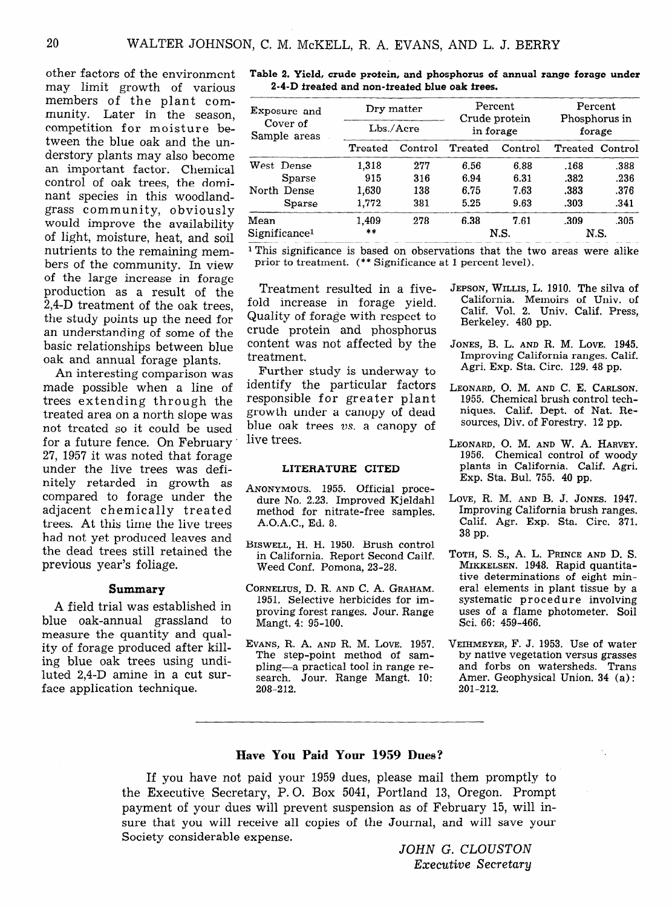other factors of the environment may limit growth of various members of the plant community. Later in the season, competition for moisture between the blue oak and the understory plants may also become an important factor. Chemical control of oak trees, the dominant species in this woodland-grass community, obviously would improve the availability of light, moisture, heat, and soil nutrients to the remaining members of the community. In view of the large increase in forage production as a result of the 2,4-D treatment of the oak trees, the study points up the need for an understanding of some of the basic relationships between blue oak and annual forage plants.

An interesting comparison was made possible when a line of trees extending through the treated area on a north slope was not treated so it could be used for a future fence. On February 27, 1957 it was noted that forage under the live trees was definitely retarded in growth as compared to forage under the adjacent chemically treated trees. At this time the live trees had not yet produced leaves and the dead trees still retained the previous year's foliage.

**Table 2. Yield, crude protein, and phosphorus of annual range forage under 2-4-D treated and non-treated blue oak trees.**

| Exposure and Cover of Sample areas | Dry matter Lbs./Acre | | Percent Crude protein in forage | | Percent Phosphorus in forage | |
|---|---|---|---|---|---|---|
| | Treated | Control | Treated | Control | Treated | Control |
| West Dense | 1,318 | 277 | 6.56 | 6.88 | .168 | .388 |
| Sparse | 915 | 316 | 6.94 | 6.31 | .382 | .236 |
| North Dense | 1,630 | 138 | 6.75 | 7.63 | .383 | .376 |
| Sparse | 1,772 | 381 | 5.25 | 9.63 | .303 | .341 |
| Mean | 1,409 | 278 | 6.38 | 7.61 | .309 | .305 |
| Significance[1] | ** | | N.S. | | N.S. | |

[1] This significance is based on observations that the two areas were alike prior to treatment. (** Significance at 1 percent level).

## Summary

A field trial was established in blue oak-annual grassland to measure the quantity and quality of forage produced after killing blue oak trees using undiluted 2,4-D amine in a cut surface application technique.

Treatment resulted in a fivefold increase in forage yield. Quality of forage with respect to crude protein and phosphorus content was not affected by the treatment.

Further study is underway to identify the particular factors responsible for greater plant growth under a canopy of dead blue oak trees *vs.* a canopy of live trees.

## LITERATURE CITED

ANONYMOUS. 1955. Official procedure No. 2.23. Improved Kjeldahl method for nitrate-free samples. A.O.A.C., Ed. 8.

BISWELL, H. H. 1950. Brush control in California. Report Second Cailf. Weed Conf. Pomona, 23-28.

CORNELIUS, D. R. AND C. A. GRAHAM. 1951. Selective herbicides for improving forest ranges. Jour. Range Mangt. 4: 95-100.

EVANS, R. A. AND R. M. LOVE. 1957. The step-point method of sampling—a practical tool in range research. Jour. Range Mangt. 10: 208-212.

JEPSON, WILLIS, L. 1910. The silva of California. Memoirs of Univ. of Calif. Vol. 2. Univ. Calif. Press, Berkeley. 480 pp.

JONES, B. L. AND R. M. LOVE. 1945. Improving California ranges. Calif. Agri. Exp. Sta. Circ. 129. 48 pp.

LEONARD, O. M. AND C. E. CARLSON. 1955. Chemical brush control techniques. Calif. Dept. of Nat. Resources, Div. of Forestry. 12 pp.

LEONARD, O. M. AND W. A. HARVEY. 1956. Chemical control of woody plants in California. Calif. Agri. Exp. Sta. Bul. 755. 40 pp.

LOVE, R. M. AND B. J. JONES. 1947. Improving California brush ranges. Calif. Agr. Exp. Sta. Circ. 371. 38 pp.

TOTH, S. S., A. L. PRINCE AND D. S. MIKKELSEN. 1948. Rapid quantitative determinations of eight mineral elements in plant tissue by a systematic procedure involving uses of a flame photometer. Soil Sci. 66: 459-466.

VEIHMEYER, F. J. 1953. Use of water by native vegetation versus grasses and forbs on watersheds. Trans Amer. Geophysical Union. 34 (a): 201-212.

---

### Have You Paid Your 1959 Dues?

If you have not paid your 1959 dues, please mail them promptly to the Executive Secretary, P. O. Box 5041, Portland 13, Oregon. Prompt payment of your dues will prevent suspension as of February 15, will insure that you will receive all copies of the Journal, and will save your Society considerable expense.

*JOHN G. CLOUSTON*
*Executive Secretary*